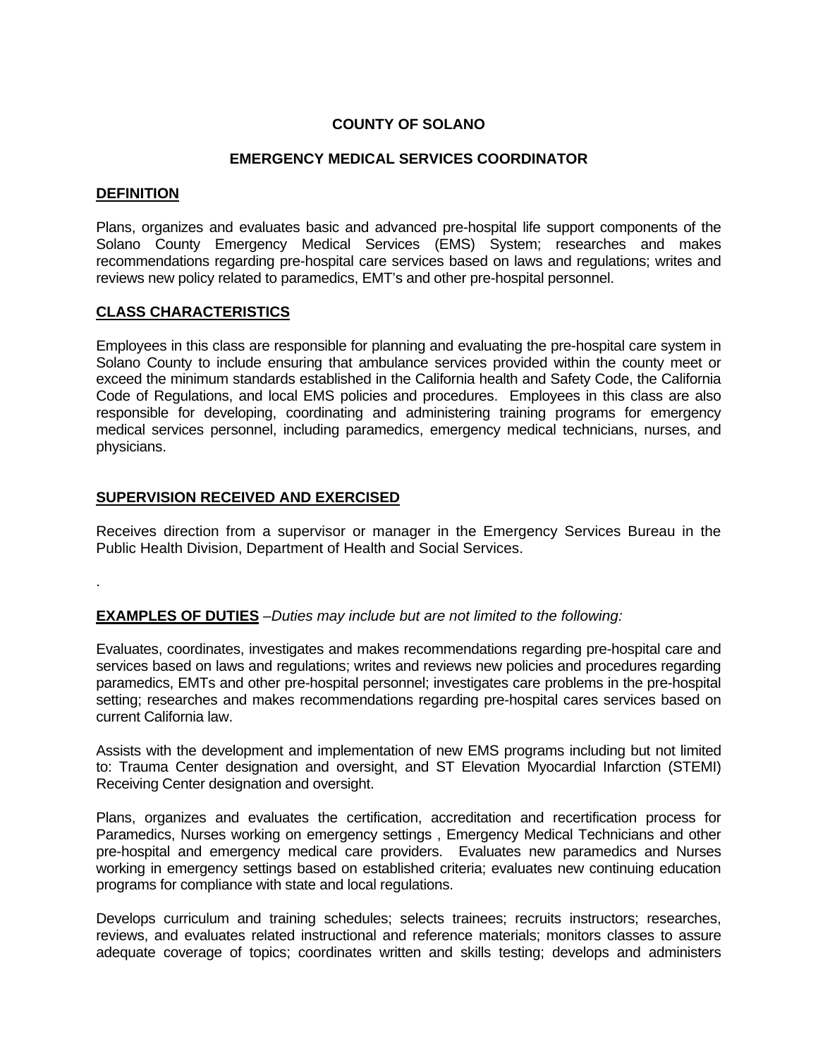# COUNTY OF SOLANO

## EMERGENCY MEDICAL SERVICES COORDINATOR

### DEFINITION

Plans, organizes and evaluates basic and advanced pre-hospital life support components of the Solano County Emergency Medical Services (EMS) System; researches and makes recommendations regarding pre-hospital care services based on laws and regulations; writes and reviews new policy related to paramedics, EMT's and other pre-hospital personnel.

### CLASS CHARACTERISTICS

Employees in this class are responsible for planning and evaluating the pre-hospital care system in Solano County to include ensuring that ambulance services provided within the county meet or exceed the minimum standards established in the California health and Safety Code, the California Code of Regulations, and local EMS policies and procedures. Employees in this class are also responsible for developing, coordinating and administering training programs for emergency medical services personnel, including paramedics, emergency medical technicians, nurses, and physicians.

### SUPERVISION RECEIVED AND EXERCISED

Receives direction from a supervisor or manager in the Emergency Services Bureau in the Public Health Division, Department of Health and Social Services.

.

**EXAMPLES OF DUTIES** *–Duties may include but are not limited to the following:*

Evaluates, coordinates, investigates and makes recommendations regarding pre-hospital care and services based on laws and regulations; writes and reviews new policies and procedures regarding paramedics, EMTs and other pre-hospital personnel; investigates care problems in the pre-hospital setting; researches and makes recommendations regarding pre-hospital cares services based on current California law.

Assists with the development and implementation of new EMS programs including but not limited to: Trauma Center designation and oversight, and ST Elevation Myocardial Infarction (STEMI) Receiving Center designation and oversight.

Plans, organizes and evaluates the certification, accreditation and recertification process for Paramedics, Nurses working on emergency settings , Emergency Medical Technicians and other pre-hospital and emergency medical care providers. Evaluates new paramedics and Nurses working in emergency settings based on established criteria; evaluates new continuing education programs for compliance with state and local regulations.

Develops curriculum and training schedules; selects trainees; recruits instructors; researches, reviews, and evaluates related instructional and reference materials; monitors classes to assure adequate coverage of topics; coordinates written and skills testing; develops and administers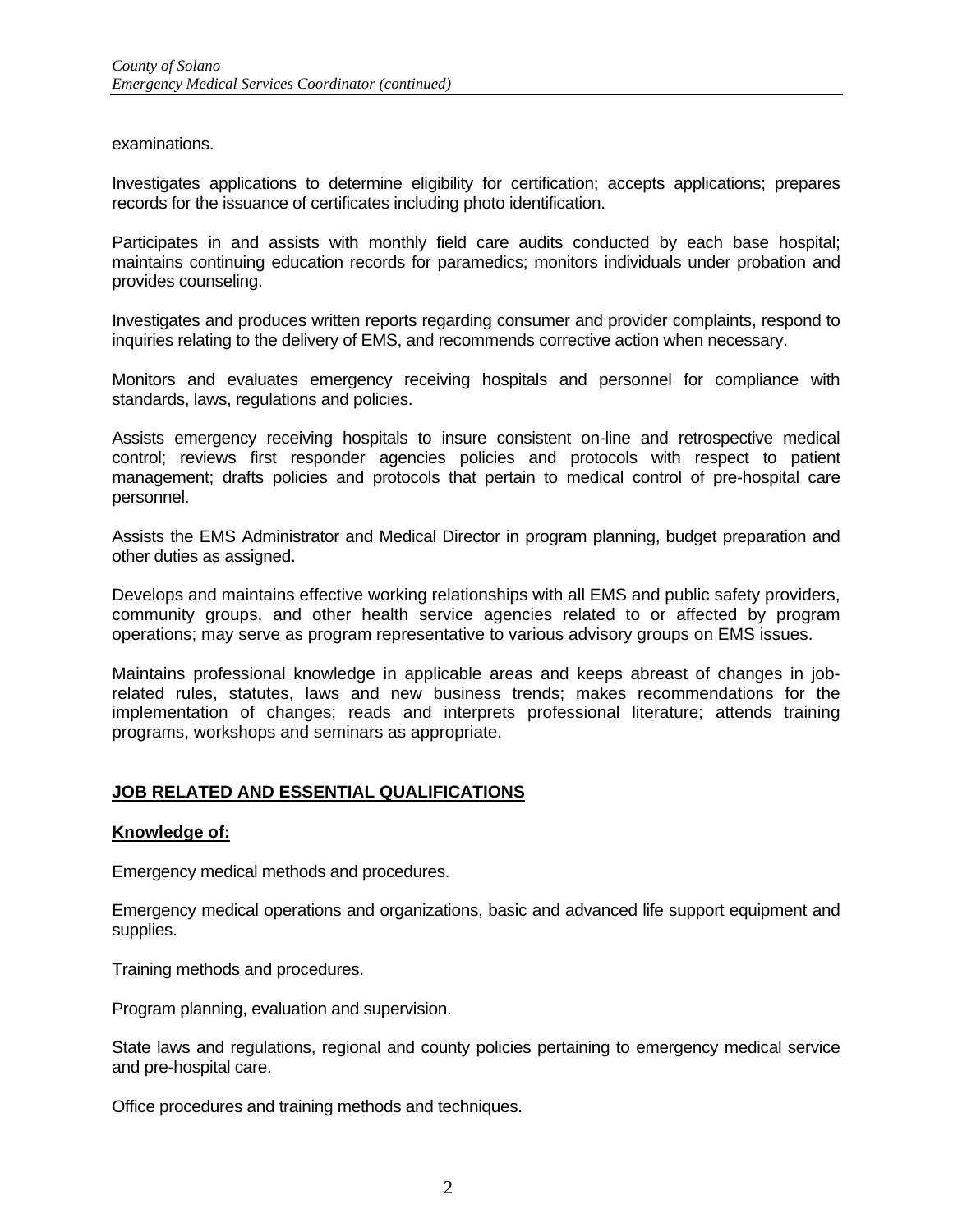examinations.

Investigates applications to determine eligibility for certification; accepts applications; prepares records for the issuance of certificates including photo identification.

Participates in and assists with monthly field care audits conducted by each base hospital; maintains continuing education records for paramedics; monitors individuals under probation and provides counseling.

Investigates and produces written reports regarding consumer and provider complaints, respond to inquiries relating to the delivery of EMS, and recommends corrective action when necessary.

Monitors and evaluates emergency receiving hospitals and personnel for compliance with standards, laws, regulations and policies.

Assists emergency receiving hospitals to insure consistent on-line and retrospective medical control; reviews first responder agencies policies and protocols with respect to patient management; drafts policies and protocols that pertain to medical control of pre-hospital care personnel.

Assists the EMS Administrator and Medical Director in program planning, budget preparation and other duties as assigned.

Develops and maintains effective working relationships with all EMS and public safety providers, community groups, and other health service agencies related to or affected by program operations; may serve as program representative to various advisory groups on EMS issues.

Maintains professional knowledge in applicable areas and keeps abreast of changes in job-related rules, statutes, laws and new business trends; makes recommendations for the implementation of changes; reads and interprets professional literature; attends training programs, workshops and seminars as appropriate.

## JOB RELATED AND ESSENTIAL QUALIFICATIONS

### Knowledge of:

Emergency medical methods and procedures.

Emergency medical operations and organizations, basic and advanced life support equipment and supplies.

Training methods and procedures.

Program planning, evaluation and supervision.

State laws and regulations, regional and county policies pertaining to emergency medical service and pre-hospital care.

Office procedures and training methods and techniques.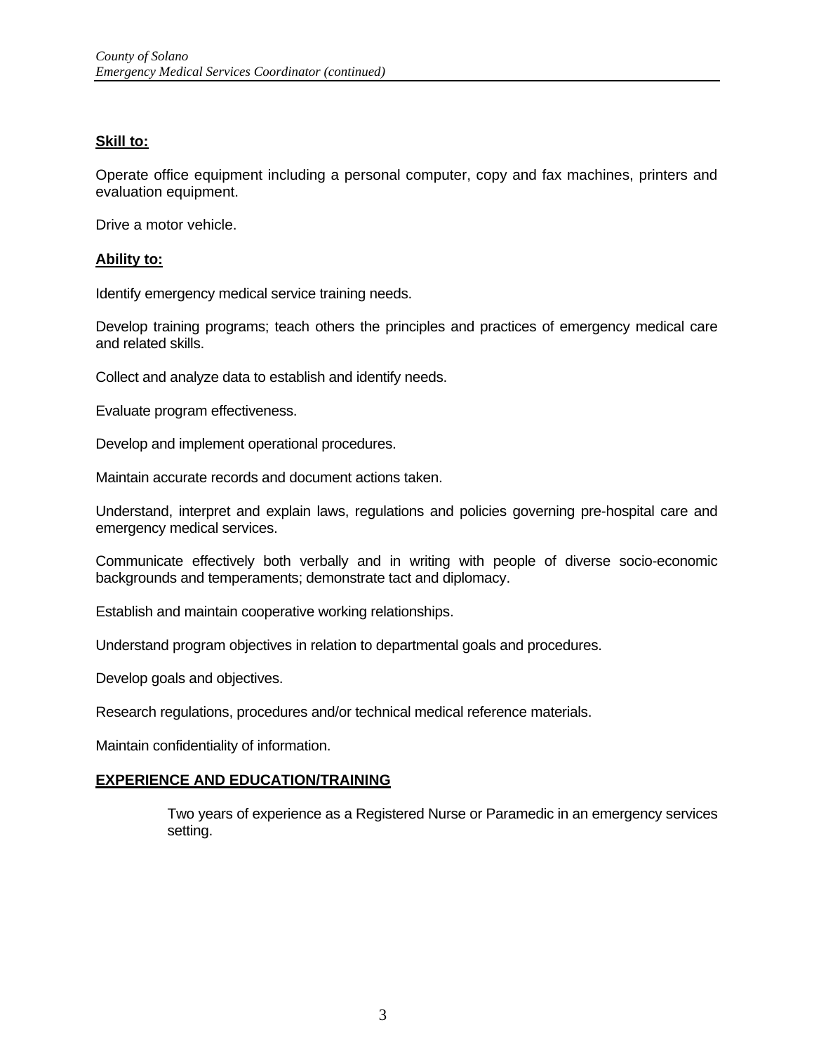**Skill to:**

Operate office equipment including a personal computer, copy and fax machines, printers and evaluation equipment.

Drive a motor vehicle.

**Ability to:**

Identify emergency medical service training needs.

Develop training programs; teach others the principles and practices of emergency medical care and related skills.

Collect and analyze data to establish and identify needs.

Evaluate program effectiveness.

Develop and implement operational procedures.

Maintain accurate records and document actions taken.

Understand, interpret and explain laws, regulations and policies governing pre-hospital care and emergency medical services.

Communicate effectively both verbally and in writing with people of diverse socio-economic backgrounds and temperaments; demonstrate tact and diplomacy.

Establish and maintain cooperative working relationships.

Understand program objectives in relation to departmental goals and procedures.

Develop goals and objectives.

Research regulations, procedures and/or technical medical reference materials.

Maintain confidentiality of information.

## EXPERIENCE AND EDUCATION/TRAINING

Two years of experience as a Registered Nurse or Paramedic in an emergency services setting.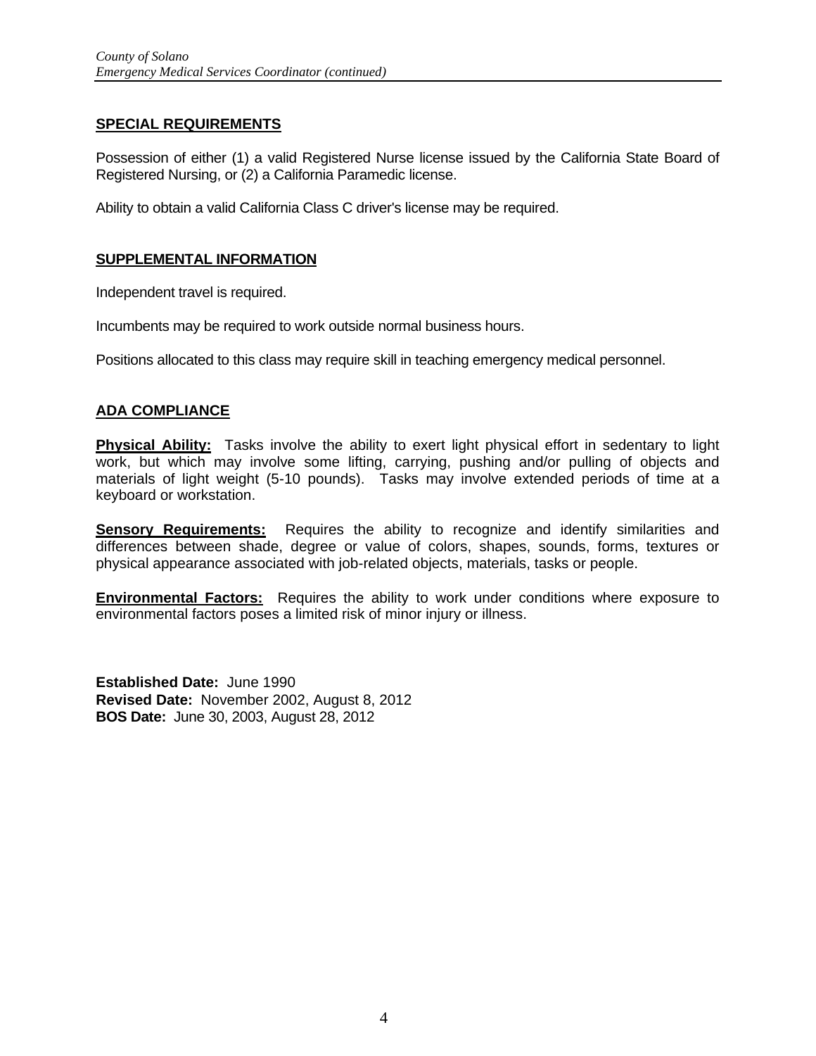## SPECIAL REQUIREMENTS

Possession of either (1) a valid Registered Nurse license issued by the California State Board of Registered Nursing, or (2) a California Paramedic license.

Ability to obtain a valid California Class C driver's license may be required.

## SUPPLEMENTAL INFORMATION

Independent travel is required.

Incumbents may be required to work outside normal business hours.

Positions allocated to this class may require skill in teaching emergency medical personnel.

## ADA COMPLIANCE

**Physical Ability:** Tasks involve the ability to exert light physical effort in sedentary to light work, but which may involve some lifting, carrying, pushing and/or pulling of objects and materials of light weight (5-10 pounds). Tasks may involve extended periods of time at a keyboard or workstation.

**Sensory Requirements:** Requires the ability to recognize and identify similarities and differences between shade, degree or value of colors, shapes, sounds, forms, textures or physical appearance associated with job-related objects, materials, tasks or people.

**Environmental Factors:** Requires the ability to work under conditions where exposure to environmental factors poses a limited risk of minor injury or illness.

**Established Date:** June 1990
**Revised Date:** November 2002, August 8, 2012
**BOS Date:** June 30, 2003, August 28, 2012